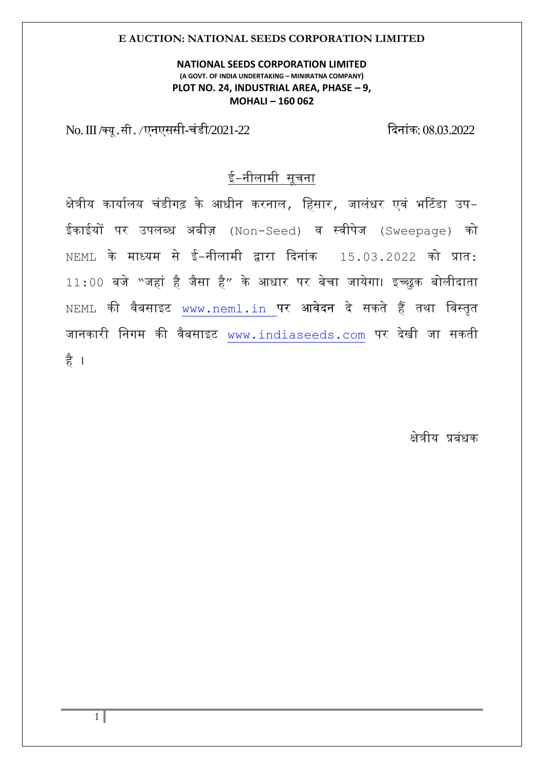**E AUCTION: NATIONAL SEEDS CORPORATION LIMITED**

**NATIONAL SEEDS CORPORATION LIMITED**
**(A GOVT. OF INDIA UNDERTAKING – MINIRATNA COMPANY)**
**PLOT NO. 24, INDUSTRIAL AREA, PHASE – 9,**
**MOHALI – 160 062**

No. III /क्यू.सी./एनएससी-चंडी/2021-22 दिनांक: 08.03.2022

## ई-नीलामी सूचना

क्षेत्रीय कार्यालय चंडीगढ के आधीन करनाल, हिसार, जालंधर एवं भटिंडा उप-ईकाईयों पर उपलब्ध अबीज़ (Non-Seed) व स्वीपेज (Sweepage) को NEML के माध्यम से ई-नीलामी द्वारा दिनांक 15.03.2022 को प्रात: 11:00 बजे "जहां है जैसा है" के आधार पर बेचा जायेगा। इच्छुक बोलीदाता NEML की वैबसाइट www.neml.in पर आवेदन दे सकते हैं तथा विस्तृत जानकारी निगम की वैबसाइट www.indiaseeds.com पर देखी जा सकती है ।

क्षेत्रीय प्रबंधक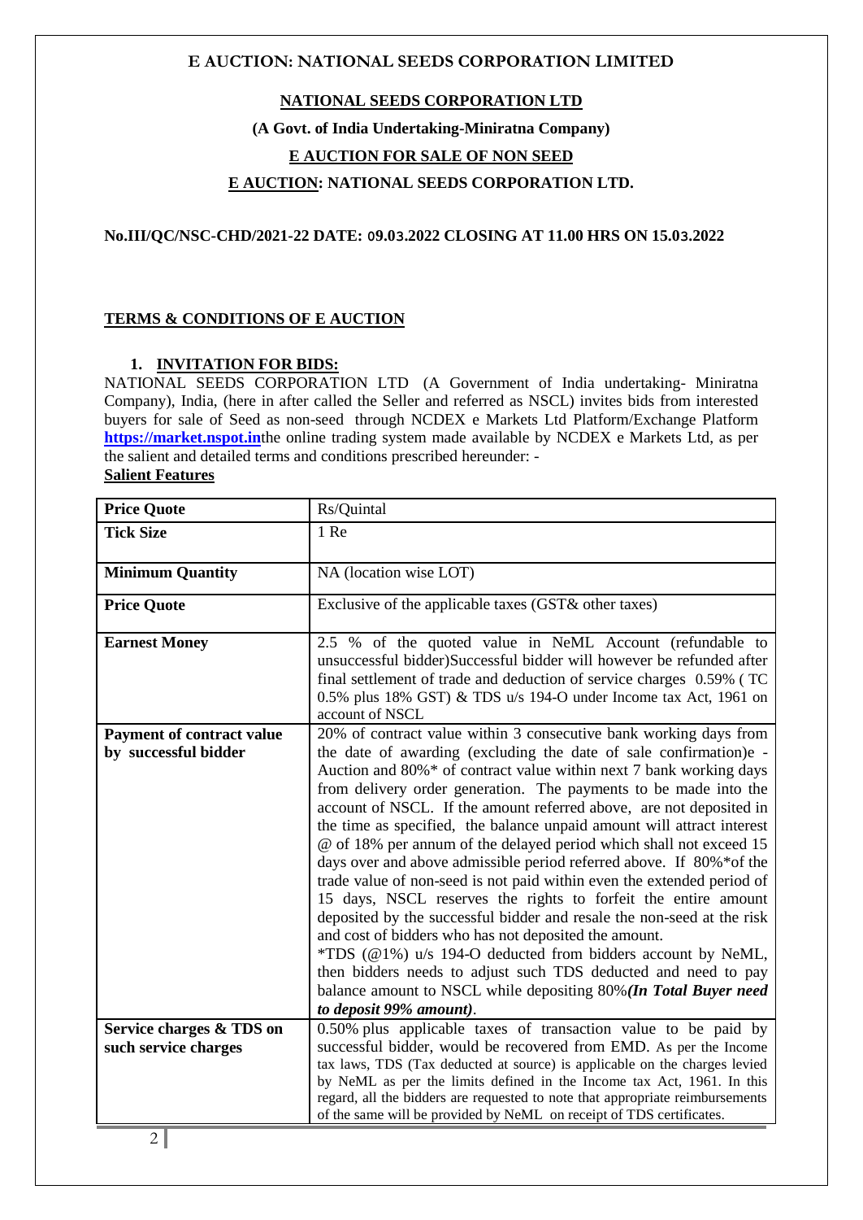# E AUCTION: NATIONAL SEEDS CORPORATION LIMITED

**NATIONAL SEEDS CORPORATION LTD**

**(A Govt. of India Undertaking-Miniratna Company)**

**E AUCTION FOR SALE OF NON SEED**

**E AUCTION: NATIONAL SEEDS CORPORATION LTD.**

**No.III/QC/NSC-CHD/2021-22 DATE: 09.03.2022 CLOSING AT 11.00 HRS ON 15.03.2022**

## TERMS & CONDITIONS OF E AUCTION

### 1. INVITATION FOR BIDS:

NATIONAL SEEDS CORPORATION LTD (A Government of India undertaking- Miniratna Company), India, (here in after called the Seller and referred as NSCL) invites bids from interested buyers for sale of Seed as non-seed through NCDEX e Markets Ltd Platform/Exchange Platform **https://market.nspot.in**the online trading system made available by NCDEX e Markets Ltd, as per the salient and detailed terms and conditions prescribed hereunder: -

**Salient Features**

| **Price Quote** | Rs/Quintal |
|---|---|
| **Tick Size** | 1 Re |
| **Minimum Quantity** | NA (location wise LOT) |
| **Price Quote** | Exclusive of the applicable taxes (GST& other taxes) |
| **Earnest Money** | 2.5 % of the quoted value in NeML Account (refundable to unsuccessful bidder)Successful bidder will however be refunded after final settlement of trade and deduction of service charges 0.59% ( TC 0.5% plus 18% GST) & TDS u/s 194-O under Income tax Act, 1961 on account of NSCL |
| **Payment of contract value by successful bidder** | 20% of contract value within 3 consecutive bank working days from the date of awarding (excluding the date of sale confirmation)e -Auction and 80%* of contract value within next 7 bank working days from delivery order generation. The payments to be made into the account of NSCL. If the amount referred above, are not deposited in the time as specified, the balance unpaid amount will attract interest @ of 18% per annum of the delayed period which shall not exceed 15 days over and above admissible period referred above. If 80%*of the trade value of non-seed is not paid within even the extended period of 15 days, NSCL reserves the rights to forfeit the entire amount deposited by the successful bidder and resale the non-seed at the risk and cost of bidders who has not deposited the amount.<br>*TDS (@1%) u/s 194-O deducted from bidders account by NeML, then bidders needs to adjust such TDS deducted and need to pay balance amount to NSCL while depositing 80%***(In Total Buyer need to deposit 99% amount)***. |
| **Service charges & TDS on such service charges** | 0.50% plus applicable taxes of transaction value to be paid by successful bidder, would be recovered from EMD. As per the Income tax laws, TDS (Tax deducted at source) is applicable on the charges levied by NeML as per the limits defined in the Income tax Act, 1961. In this regard, all the bidders are requested to note that appropriate reimbursements of the same will be provided by NeML on receipt of TDS certificates. |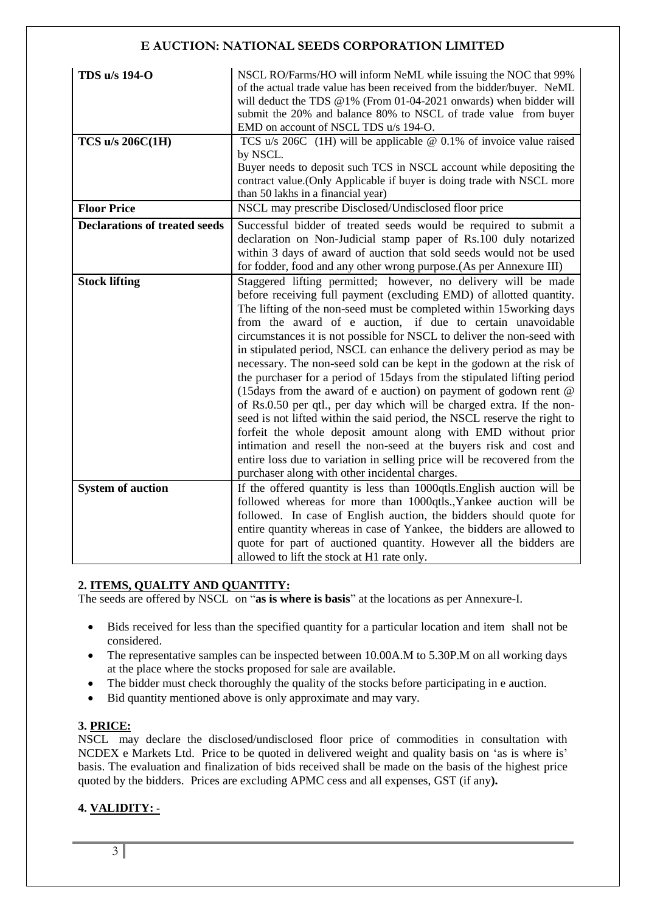| | |
|---|---|
| **TDS u/s 194-O** | NSCL RO/Farms/HO will inform NeML while issuing the NOC that 99% of the actual trade value has been received from the bidder/buyer. NeML will deduct the TDS @1% (From 01-04-2021 onwards) when bidder will submit the 20% and balance 80% to NSCL of trade value from buyer EMD on account of NSCL TDS u/s 194-O. |
| **TCS u/s 206C(1H)** | TCS u/s 206C (1H) will be applicable @ 0.1% of invoice value raised by NSCL.<br>Buyer needs to deposit such TCS in NSCL account while depositing the contract value.(Only Applicable if buyer is doing trade with NSCL more than 50 lakhs in a financial year) |
| **Floor Price** | NSCL may prescribe Disclosed/Undisclosed floor price |
| **Declarations of treated seeds** | Successful bidder of treated seeds would be required to submit a declaration on Non-Judicial stamp paper of Rs.100 duly notarized within 3 days of award of auction that sold seeds would not be used for fodder, food and any other wrong purpose.(As per Annexure III) |
| **Stock lifting** | Staggered lifting permitted; however, no delivery will be made before receiving full payment (excluding EMD) of allotted quantity. The lifting of the non-seed must be completed within 15working days from the award of e auction, if due to certain unavoidable circumstances it is not possible for NSCL to deliver the non-seed with in stipulated period, NSCL can enhance the delivery period as may be necessary. The non-seed sold can be kept in the godown at the risk of the purchaser for a period of 15days from the stipulated lifting period (15days from the award of e auction) on payment of godown rent @ of Rs.0.50 per qtl., per day which will be charged extra. If the non-seed is not lifted within the said period, the NSCL reserve the right to forfeit the whole deposit amount along with EMD without prior intimation and resell the non-seed at the buyers risk and cost and entire loss due to variation in selling price will be recovered from the purchaser along with other incidental charges. |
| **System of auction** | If the offered quantity is less than 1000qtls.English auction will be followed whereas for more than 1000qtls.,Yankee auction will be followed. In case of English auction, the bidders should quote for entire quantity whereas in case of Yankee, the bidders are allowed to quote for part of auctioned quantity. However all the bidders are allowed to lift the stock at H1 rate only. |

## 2. ITEMS, QUALITY AND QUANTITY:

The seeds are offered by NSCL on "**as is where is basis**" at the locations as per Annexure-I.

- Bids received for less than the specified quantity for a particular location and item shall not be considered.
- The representative samples can be inspected between 10.00A.M to 5.30P.M on all working days at the place where the stocks proposed for sale are available.
- The bidder must check thoroughly the quality of the stocks before participating in e auction.
- Bid quantity mentioned above is only approximate and may vary.

## 3. PRICE:

NSCL may declare the disclosed/undisclosed floor price of commodities in consultation with NCDEX e Markets Ltd. Price to be quoted in delivered weight and quality basis on 'as is where is' basis. The evaluation and finalization of bids received shall be made on the basis of the highest price quoted by the bidders. Prices are excluding APMC cess and all expenses, GST (if any**).**

## 4. VALIDITY: -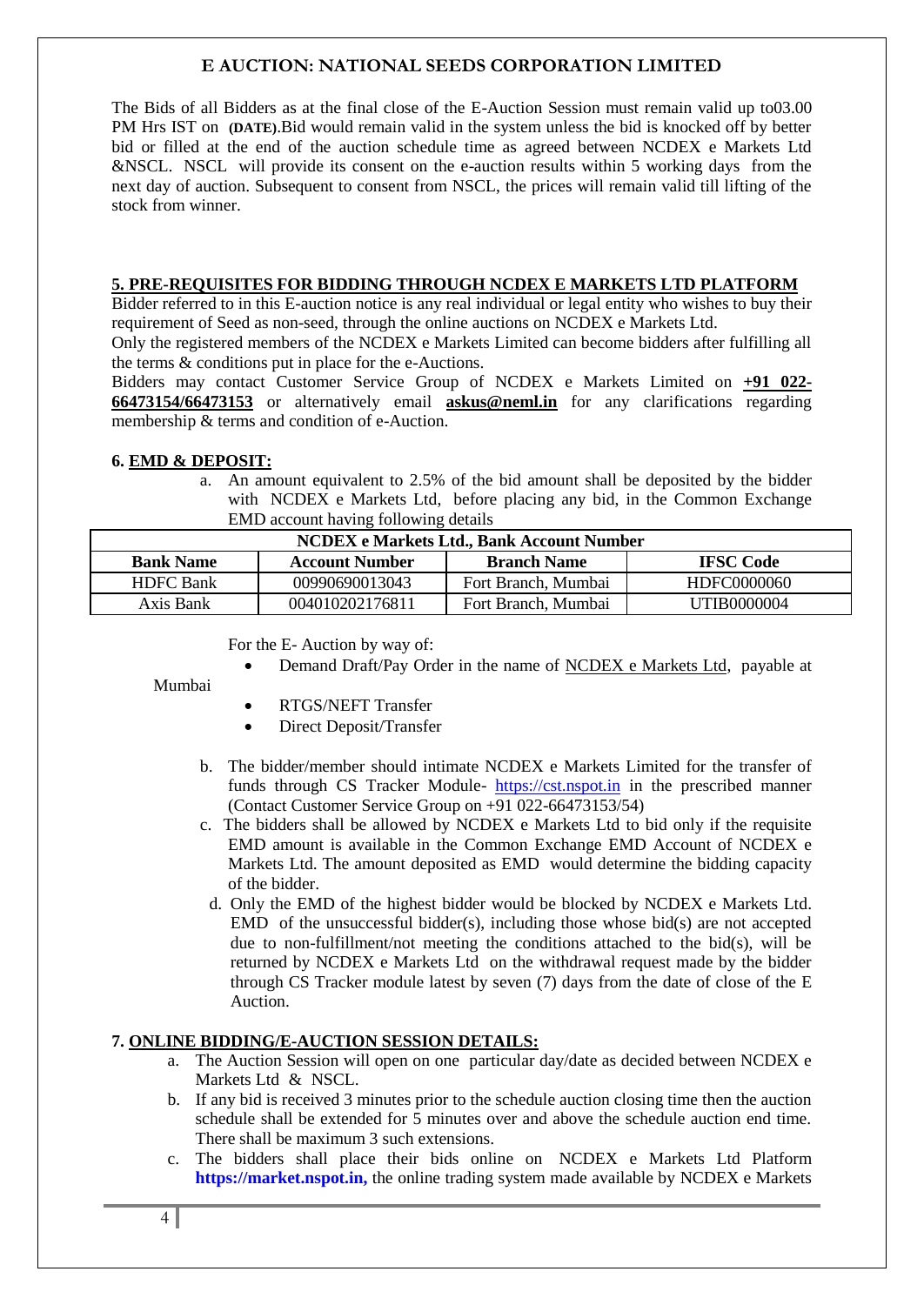## E AUCTION: NATIONAL SEEDS CORPORATION LIMITED

The Bids of all Bidders as at the final close of the E-Auction Session must remain valid up to03.00 PM Hrs IST on **(DATE)**.Bid would remain valid in the system unless the bid is knocked off by better bid or filled at the end of the auction schedule time as agreed between NCDEX e Markets Ltd &NSCL. NSCL will provide its consent on the e-auction results within 5 working days from the next day of auction. Subsequent to consent from NSCL, the prices will remain valid till lifting of the stock from winner.

### 5. PRE-REQUISITES FOR BIDDING THROUGH NCDEX E MARKETS LTD PLATFORM

Bidder referred to in this E-auction notice is any real individual or legal entity who wishes to buy their requirement of Seed as non-seed, through the online auctions on NCDEX e Markets Ltd.

Only the registered members of the NCDEX e Markets Limited can become bidders after fulfilling all the terms & conditions put in place for the e-Auctions.

Bidders may contact Customer Service Group of NCDEX e Markets Limited on **+91 022-66473154/66473153** or alternatively email **askus@neml.in** for any clarifications regarding membership & terms and condition of e-Auction.

### 6. EMD & DEPOSIT:

a. An amount equivalent to 2.5% of the bid amount shall be deposited by the bidder with NCDEX e Markets Ltd, before placing any bid, in the Common Exchange EMD account having following details

| NCDEX e Markets Ltd., Bank Account Number | | | |
|---|---|---|---|
| **Bank Name** | **Account Number** | **Branch Name** | **IFSC Code** |
| HDFC Bank | 00990690013043 | Fort Branch, Mumbai | HDFC0000060 |
| Axis Bank | 004010202176811 | Fort Branch, Mumbai | UTIB0000004 |

For the E- Auction by way of:

- Demand Draft/Pay Order in the name of NCDEX e Markets Ltd, payable at Mumbai
- RTGS/NEFT Transfer
- Direct Deposit/Transfer

b. The bidder/member should intimate NCDEX e Markets Limited for the transfer of funds through CS Tracker Module- https://cst.nspot.in in the prescribed manner (Contact Customer Service Group on +91 022-66473153/54)

c. The bidders shall be allowed by NCDEX e Markets Ltd to bid only if the requisite EMD amount is available in the Common Exchange EMD Account of NCDEX e Markets Ltd. The amount deposited as EMD would determine the bidding capacity of the bidder.

d. Only the EMD of the highest bidder would be blocked by NCDEX e Markets Ltd. EMD of the unsuccessful bidder(s), including those whose bid(s) are not accepted due to non-fulfillment/not meeting the conditions attached to the bid(s), will be returned by NCDEX e Markets Ltd on the withdrawal request made by the bidder through CS Tracker module latest by seven (7) days from the date of close of the E Auction.

### 7. ONLINE BIDDING/E-AUCTION SESSION DETAILS:

a. The Auction Session will open on one particular day/date as decided between NCDEX e Markets Ltd & NSCL.

b. If any bid is received 3 minutes prior to the schedule auction closing time then the auction schedule shall be extended for 5 minutes over and above the schedule auction end time. There shall be maximum 3 such extensions.

c. The bidders shall place their bids online on NCDEX e Markets Ltd Platform **https://market.nspot.in,** the online trading system made available by NCDEX e Markets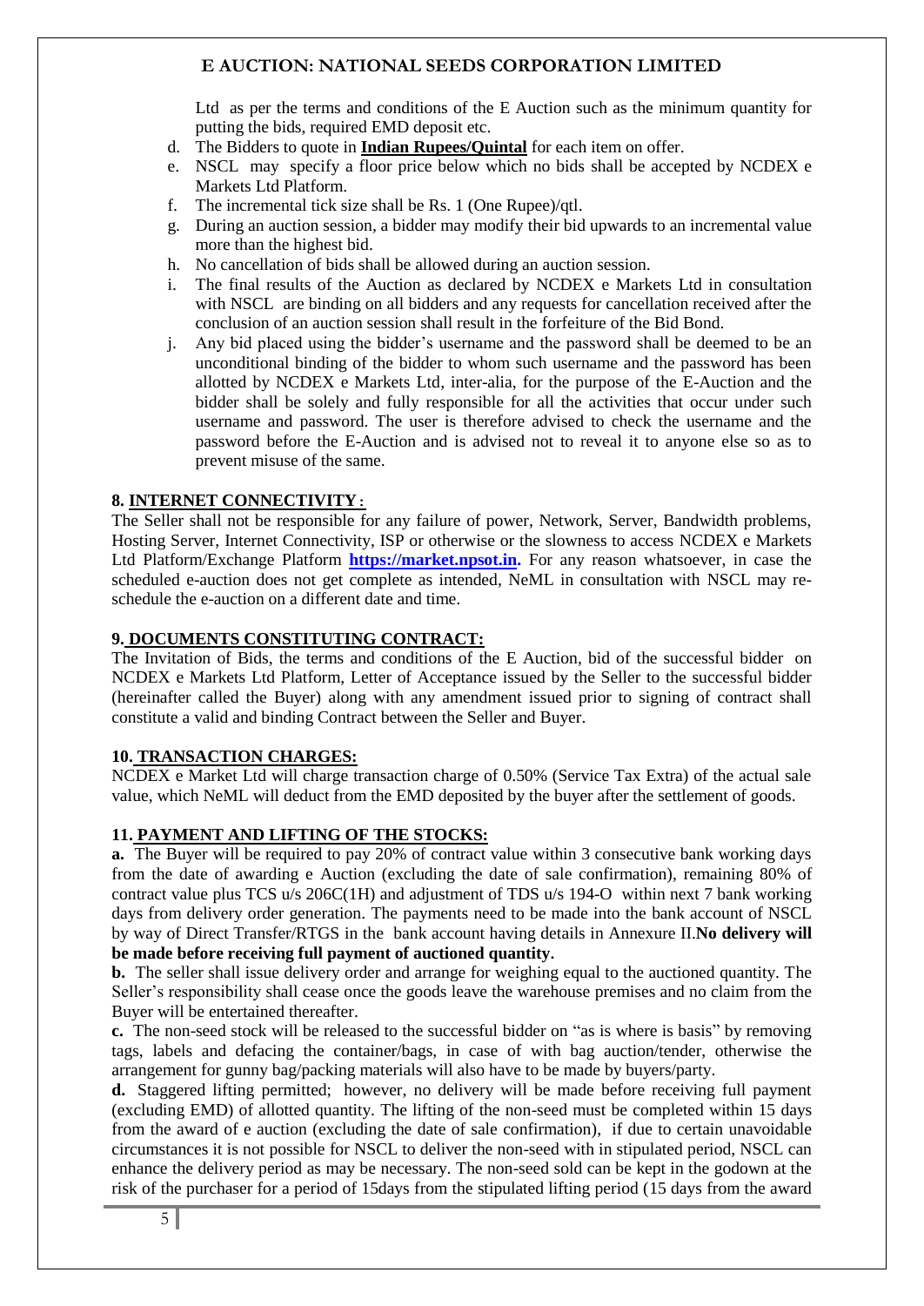Ltd as per the terms and conditions of the E Auction such as the minimum quantity for putting the bids, required EMD deposit etc.

d. The Bidders to quote in **Indian Rupees/Quintal** for each item on offer.
e. NSCL may specify a floor price below which no bids shall be accepted by NCDEX e Markets Ltd Platform.
f. The incremental tick size shall be Rs. 1 (One Rupee)/qtl.
g. During an auction session, a bidder may modify their bid upwards to an incremental value more than the highest bid.
h. No cancellation of bids shall be allowed during an auction session.
i. The final results of the Auction as declared by NCDEX e Markets Ltd in consultation with NSCL are binding on all bidders and any requests for cancellation received after the conclusion of an auction session shall result in the forfeiture of the Bid Bond.
j. Any bid placed using the bidder's username and the password shall be deemed to be an unconditional binding of the bidder to whom such username and the password has been allotted by NCDEX e Markets Ltd, inter-alia, for the purpose of the E-Auction and the bidder shall be solely and fully responsible for all the activities that occur under such username and password. The user is therefore advised to check the username and the password before the E-Auction and is advised not to reveal it to anyone else so as to prevent misuse of the same.

### 8. INTERNET CONNECTIVITY:

The Seller shall not be responsible for any failure of power, Network, Server, Bandwidth problems, Hosting Server, Internet Connectivity, ISP or otherwise or the slowness to access NCDEX e Markets Ltd Platform/Exchange Platform **https://market.npsot.in.** For any reason whatsoever, in case the scheduled e-auction does not get complete as intended, NeML in consultation with NSCL may re-schedule the e-auction on a different date and time.

### 9. DOCUMENTS CONSTITUTING CONTRACT:

The Invitation of Bids, the terms and conditions of the E Auction, bid of the successful bidder on NCDEX e Markets Ltd Platform, Letter of Acceptance issued by the Seller to the successful bidder (hereinafter called the Buyer) along with any amendment issued prior to signing of contract shall constitute a valid and binding Contract between the Seller and Buyer.

### 10. TRANSACTION CHARGES:

NCDEX e Market Ltd will charge transaction charge of 0.50% (Service Tax Extra) of the actual sale value, which NeML will deduct from the EMD deposited by the buyer after the settlement of goods.

### 11. PAYMENT AND LIFTING OF THE STOCKS:

**a.** The Buyer will be required to pay 20% of contract value within 3 consecutive bank working days from the date of awarding e Auction (excluding the date of sale confirmation), remaining 80% of contract value plus TCS u/s 206C(1H) and adjustment of TDS u/s 194-O within next 7 bank working days from delivery order generation. The payments need to be made into the bank account of NSCL by way of Direct Transfer/RTGS in the bank account having details in Annexure II.**No delivery will be made before receiving full payment of auctioned quantity.**

**b.** The seller shall issue delivery order and arrange for weighing equal to the auctioned quantity. The Seller's responsibility shall cease once the goods leave the warehouse premises and no claim from the Buyer will be entertained thereafter.

**c.** The non-seed stock will be released to the successful bidder on "as is where is basis" by removing tags, labels and defacing the container/bags, in case of with bag auction/tender, otherwise the arrangement for gunny bag/packing materials will also have to be made by buyers/party.

**d.** Staggered lifting permitted; however, no delivery will be made before receiving full payment (excluding EMD) of allotted quantity. The lifting of the non-seed must be completed within 15 days from the award of e auction (excluding the date of sale confirmation), if due to certain unavoidable circumstances it is not possible for NSCL to deliver the non-seed with in stipulated period, NSCL can enhance the delivery period as may be necessary. The non-seed sold can be kept in the godown at the risk of the purchaser for a period of 15days from the stipulated lifting period (15 days from the award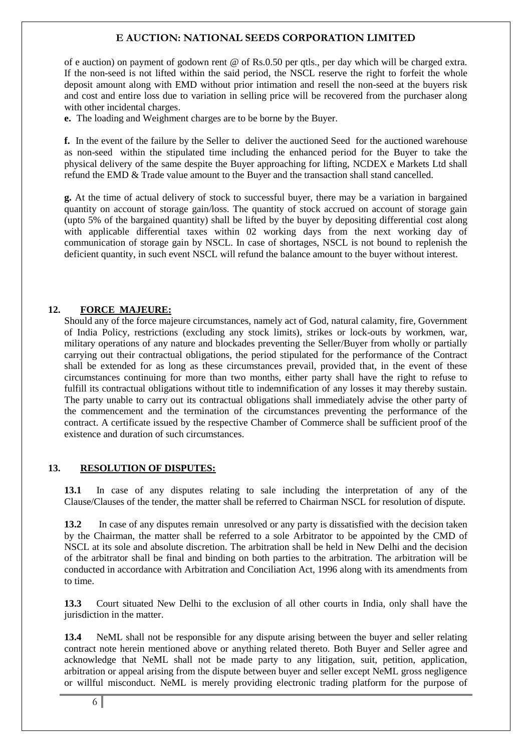of e auction) on payment of godown rent @ of Rs.0.50 per qtls., per day which will be charged extra. If the non-seed is not lifted within the said period, the NSCL reserve the right to forfeit the whole deposit amount along with EMD without prior intimation and resell the non-seed at the buyers risk and cost and entire loss due to variation in selling price will be recovered from the purchaser along with other incidental charges.

**e.** The loading and Weighment charges are to be borne by the Buyer.

**f.** In the event of the failure by the Seller to deliver the auctioned Seed for the auctioned warehouse as non-seed within the stipulated time including the enhanced period for the Buyer to take the physical delivery of the same despite the Buyer approaching for lifting, NCDEX e Markets Ltd shall refund the EMD & Trade value amount to the Buyer and the transaction shall stand cancelled.

**g.** At the time of actual delivery of stock to successful buyer, there may be a variation in bargained quantity on account of storage gain/loss. The quantity of stock accrued on account of storage gain (upto 5% of the bargained quantity) shall be lifted by the buyer by depositing differential cost along with applicable differential taxes within 02 working days from the next working day of communication of storage gain by NSCL. In case of shortages, NSCL is not bound to replenish the deficient quantity, in such event NSCL will refund the balance amount to the buyer without interest.

## 12. FORCE MAJEURE:

Should any of the force majeure circumstances, namely act of God, natural calamity, fire, Government of India Policy, restrictions (excluding any stock limits), strikes or lock-outs by workmen, war, military operations of any nature and blockades preventing the Seller/Buyer from wholly or partially carrying out their contractual obligations, the period stipulated for the performance of the Contract shall be extended for as long as these circumstances prevail, provided that, in the event of these circumstances continuing for more than two months, either party shall have the right to refuse to fulfill its contractual obligations without title to indemnification of any losses it may thereby sustain. The party unable to carry out its contractual obligations shall immediately advise the other party of the commencement and the termination of the circumstances preventing the performance of the contract. A certificate issued by the respective Chamber of Commerce shall be sufficient proof of the existence and duration of such circumstances.

## 13. RESOLUTION OF DISPUTES:

**13.1** In case of any disputes relating to sale including the interpretation of any of the Clause/Clauses of the tender, the matter shall be referred to Chairman NSCL for resolution of dispute.

**13.2** In case of any disputes remain unresolved or any party is dissatisfied with the decision taken by the Chairman, the matter shall be referred to a sole Arbitrator to be appointed by the CMD of NSCL at its sole and absolute discretion. The arbitration shall be held in New Delhi and the decision of the arbitrator shall be final and binding on both parties to the arbitration. The arbitration will be conducted in accordance with Arbitration and Conciliation Act, 1996 along with its amendments from to time.

**13.3** Court situated New Delhi to the exclusion of all other courts in India, only shall have the jurisdiction in the matter.

**13.4** NeML shall not be responsible for any dispute arising between the buyer and seller relating contract note herein mentioned above or anything related thereto. Both Buyer and Seller agree and acknowledge that NeML shall not be made party to any litigation, suit, petition, application, arbitration or appeal arising from the dispute between buyer and seller except NeML gross negligence or willful misconduct. NeML is merely providing electronic trading platform for the purpose of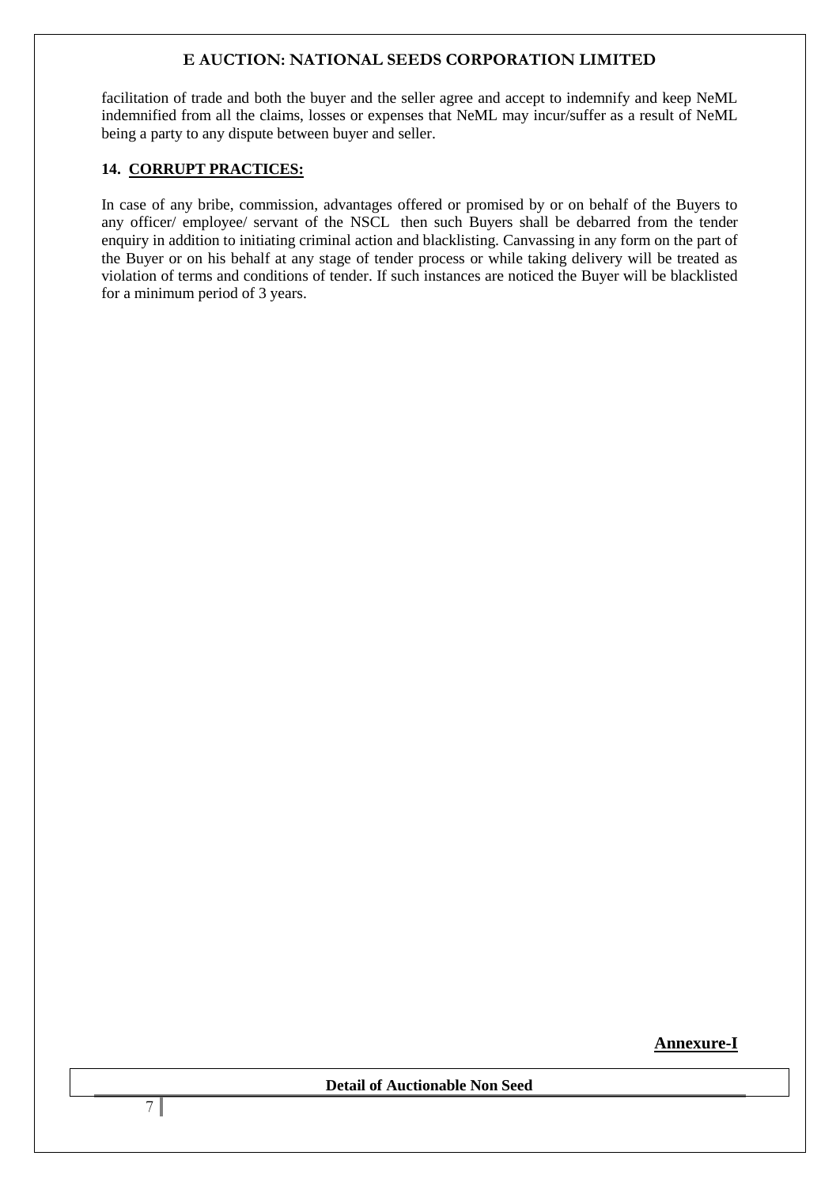facilitation of trade and both the buyer and the seller agree and accept to indemnify and keep NeML indemnified from all the claims, losses or expenses that NeML may incur/suffer as a result of NeML being a party to any dispute between buyer and seller.

## 14. CORRUPT PRACTICES:

In case of any bribe, commission, advantages offered or promised by or on behalf of the Buyers to any officer/ employee/ servant of the NSCL then such Buyers shall be debarred from the tender enquiry in addition to initiating criminal action and blacklisting. Canvassing in any form on the part of the Buyer or on his behalf at any stage of tender process or while taking delivery will be treated as violation of terms and conditions of tender. If such instances are noticed the Buyer will be blacklisted for a minimum period of 3 years.

**Annexure-I**

**Detail of Auctionable Non Seed**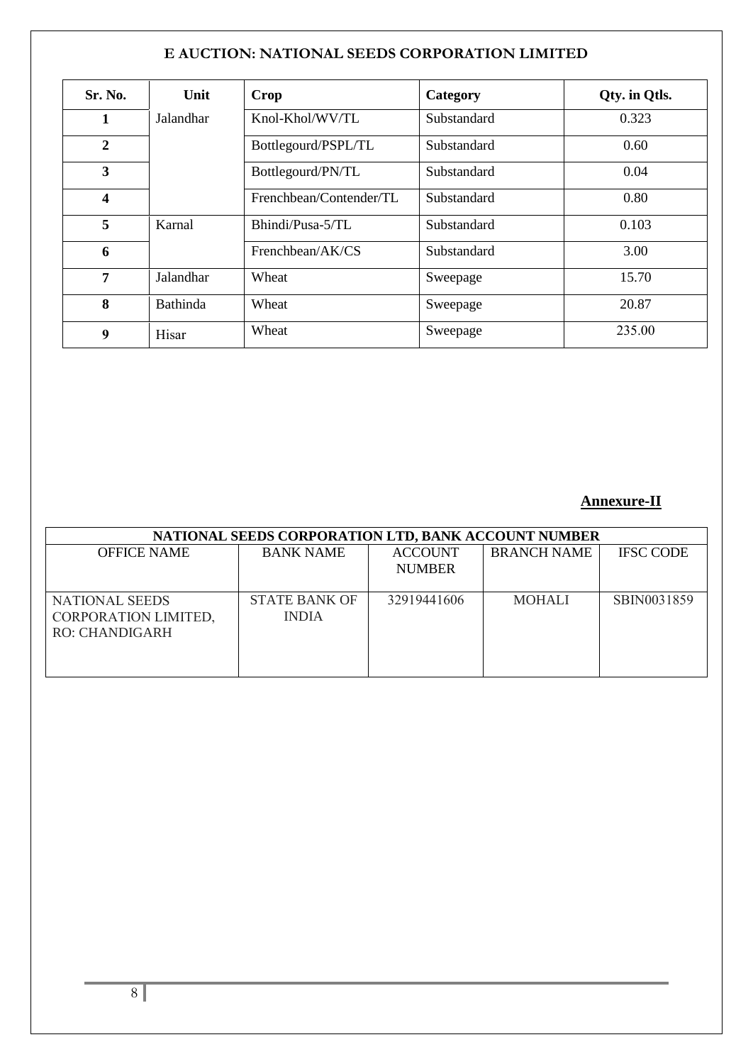## E AUCTION: NATIONAL SEEDS CORPORATION LIMITED

| Sr. No. | Unit | Crop | Category | Qty. in Qtls. |
|---|---|---|---|---|
| 1 | Jalandhar | Knol-Khol/WV/TL | Substandard | 0.323 |
| 2 | | Bottlegourd/PSPL/TL | Substandard | 0.60 |
| 3 | | Bottlegourd/PN/TL | Substandard | 0.04 |
| 4 | | Frenchbean/Contender/TL | Substandard | 0.80 |
| 5 | Karnal | Bhindi/Pusa-5/TL | Substandard | 0.103 |
| 6 | | Frenchbean/AK/CS | Substandard | 3.00 |
| 7 | Jalandhar | Wheat | Sweepage | 15.70 |
| 8 | Bathinda | Wheat | Sweepage | 20.87 |
| 9 | Hisar | Wheat | Sweepage | 235.00 |

**Annexure-II**

| NATIONAL SEEDS CORPORATION LTD, BANK ACCOUNT NUMBER | | | | |
|---|---|---|---|---|
| OFFICE NAME | BANK NAME | ACCOUNT NUMBER | BRANCH NAME | IFSC CODE |
| NATIONAL SEEDS CORPORATION LIMITED, RO: CHANDIGARH | STATE BANK OF INDIA | 32919441606 | MOHALI | SBIN0031859 |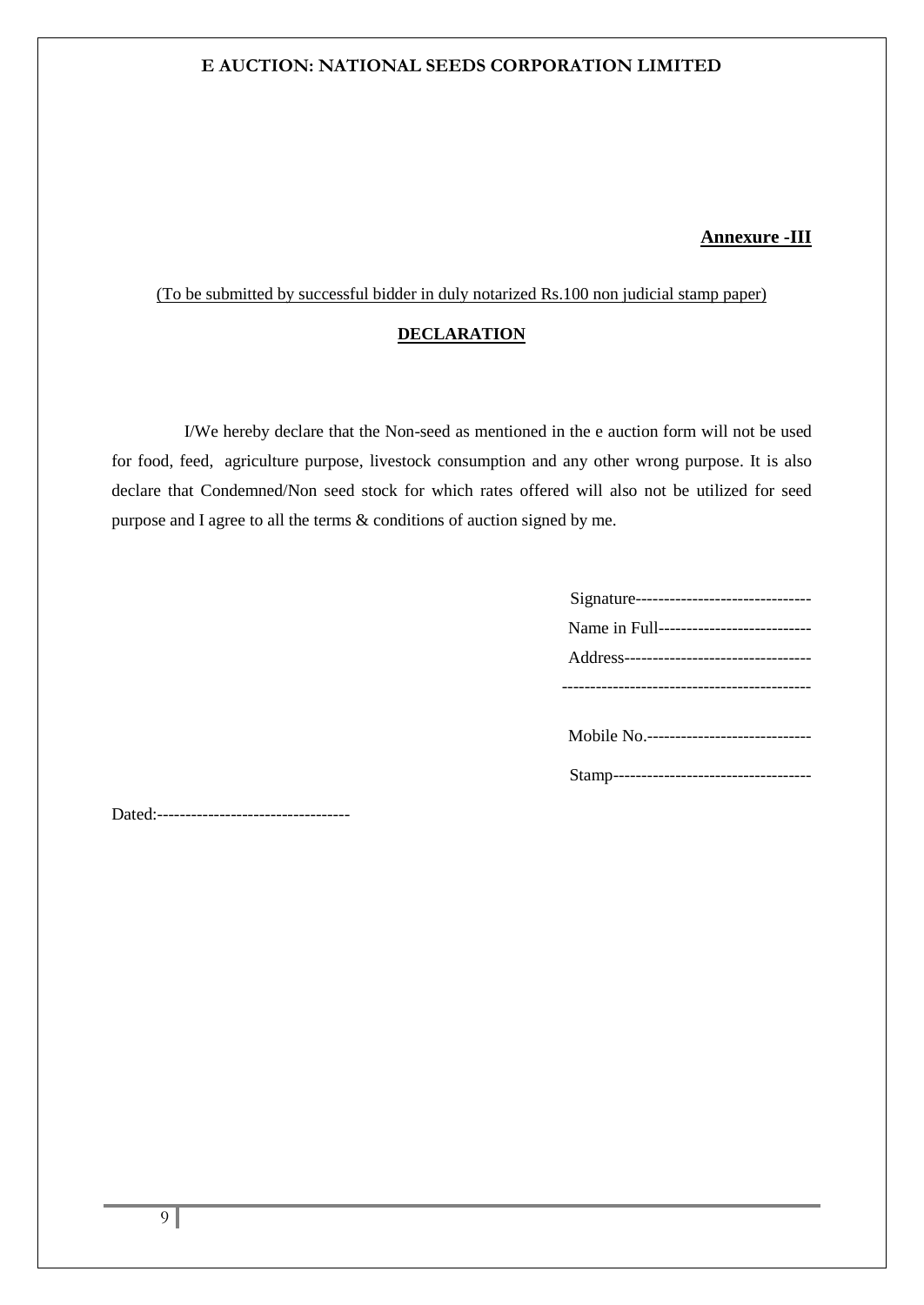**Annexure -III**

(To be submitted by successful bidder in duly notarized Rs.100 non judicial stamp paper)

**DECLARATION**

I/We hereby declare that the Non-seed as mentioned in the e auction form will not be used for food, feed, agriculture purpose, livestock consumption and any other wrong purpose. It is also declare that Condemned/Non seed stock for which rates offered will also not be utilized for seed purpose and I agree to all the terms & conditions of auction signed by me.

Signature-------------------------------

Name in Full---------------------------

Address---------------------------------

-------------------------------------------

Mobile No.-----------------------------

Stamp-----------------------------------

Dated:----------------------------------